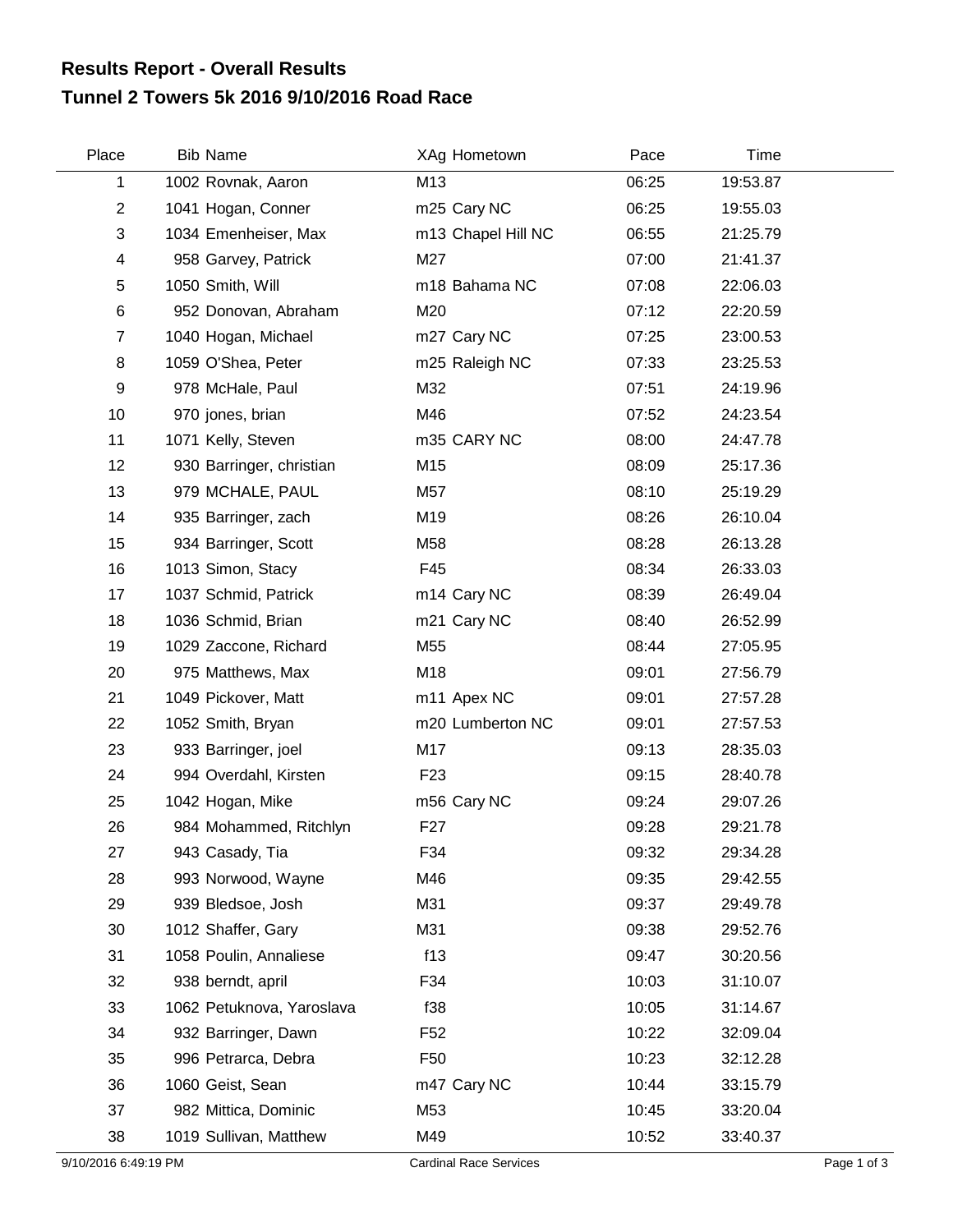# Results Report - Overall Results
## Tunnel 2 Towers 5k 2016 9/10/2016 Road Race

| Place | Bib | Name | XAg | Hometown | Pace | Time |
|---|---|---|---|---|---|---|
| 1 | 1002 | Rovnak, Aaron | M13 | | 06:25 | 19:53.87 |
| 2 | 1041 | Hogan, Conner | m25 | Cary NC | 06:25 | 19:55.03 |
| 3 | 1034 | Emenheiser, Max | m13 | Chapel Hill NC | 06:55 | 21:25.79 |
| 4 | 958 | Garvey, Patrick | M27 | | 07:00 | 21:41.37 |
| 5 | 1050 | Smith, Will | m18 | Bahama NC | 07:08 | 22:06.03 |
| 6 | 952 | Donovan, Abraham | M20 | | 07:12 | 22:20.59 |
| 7 | 1040 | Hogan, Michael | m27 | Cary NC | 07:25 | 23:00.53 |
| 8 | 1059 | O'Shea, Peter | m25 | Raleigh NC | 07:33 | 23:25.53 |
| 9 | 978 | McHale, Paul | M32 | | 07:51 | 24:19.96 |
| 10 | 970 | jones, brian | M46 | | 07:52 | 24:23.54 |
| 11 | 1071 | Kelly, Steven | m35 | CARY NC | 08:00 | 24:47.78 |
| 12 | 930 | Barringer, christian | M15 | | 08:09 | 25:17.36 |
| 13 | 979 | MCHALE, PAUL | M57 | | 08:10 | 25:19.29 |
| 14 | 935 | Barringer, zach | M19 | | 08:26 | 26:10.04 |
| 15 | 934 | Barringer, Scott | M58 | | 08:28 | 26:13.28 |
| 16 | 1013 | Simon, Stacy | F45 | | 08:34 | 26:33.03 |
| 17 | 1037 | Schmid, Patrick | m14 | Cary NC | 08:39 | 26:49.04 |
| 18 | 1036 | Schmid, Brian | m21 | Cary NC | 08:40 | 26:52.99 |
| 19 | 1029 | Zaccone, Richard | M55 | | 08:44 | 27:05.95 |
| 20 | 975 | Matthews, Max | M18 | | 09:01 | 27:56.79 |
| 21 | 1049 | Pickover, Matt | m11 | Apex NC | 09:01 | 27:57.28 |
| 22 | 1052 | Smith, Bryan | m20 | Lumberton NC | 09:01 | 27:57.53 |
| 23 | 933 | Barringer, joel | M17 | | 09:13 | 28:35.03 |
| 24 | 994 | Overdahl, Kirsten | F23 | | 09:15 | 28:40.78 |
| 25 | 1042 | Hogan, Mike | m56 | Cary NC | 09:24 | 29:07.26 |
| 26 | 984 | Mohammed, Ritchlyn | F27 | | 09:28 | 29:21.78 |
| 27 | 943 | Casady, Tia | F34 | | 09:32 | 29:34.28 |
| 28 | 993 | Norwood, Wayne | M46 | | 09:35 | 29:42.55 |
| 29 | 939 | Bledsoe, Josh | M31 | | 09:37 | 29:49.78 |
| 30 | 1012 | Shaffer, Gary | M31 | | 09:38 | 29:52.76 |
| 31 | 1058 | Poulin, Annaliese | f13 | | 09:47 | 30:20.56 |
| 32 | 938 | berndt, april | F34 | | 10:03 | 31:10.07 |
| 33 | 1062 | Petuknova, Yaroslava | f38 | | 10:05 | 31:14.67 |
| 34 | 932 | Barringer, Dawn | F52 | | 10:22 | 32:09.04 |
| 35 | 996 | Petrarca, Debra | F50 | | 10:23 | 32:12.28 |
| 36 | 1060 | Geist, Sean | m47 | Cary NC | 10:44 | 33:15.79 |
| 37 | 982 | Mittica, Dominic | M53 | | 10:45 | 33:20.04 |
| 38 | 1019 | Sullivan, Matthew | M49 | | 10:52 | 33:40.37 |

9/10/2016 6:49:19 PM Cardinal Race Services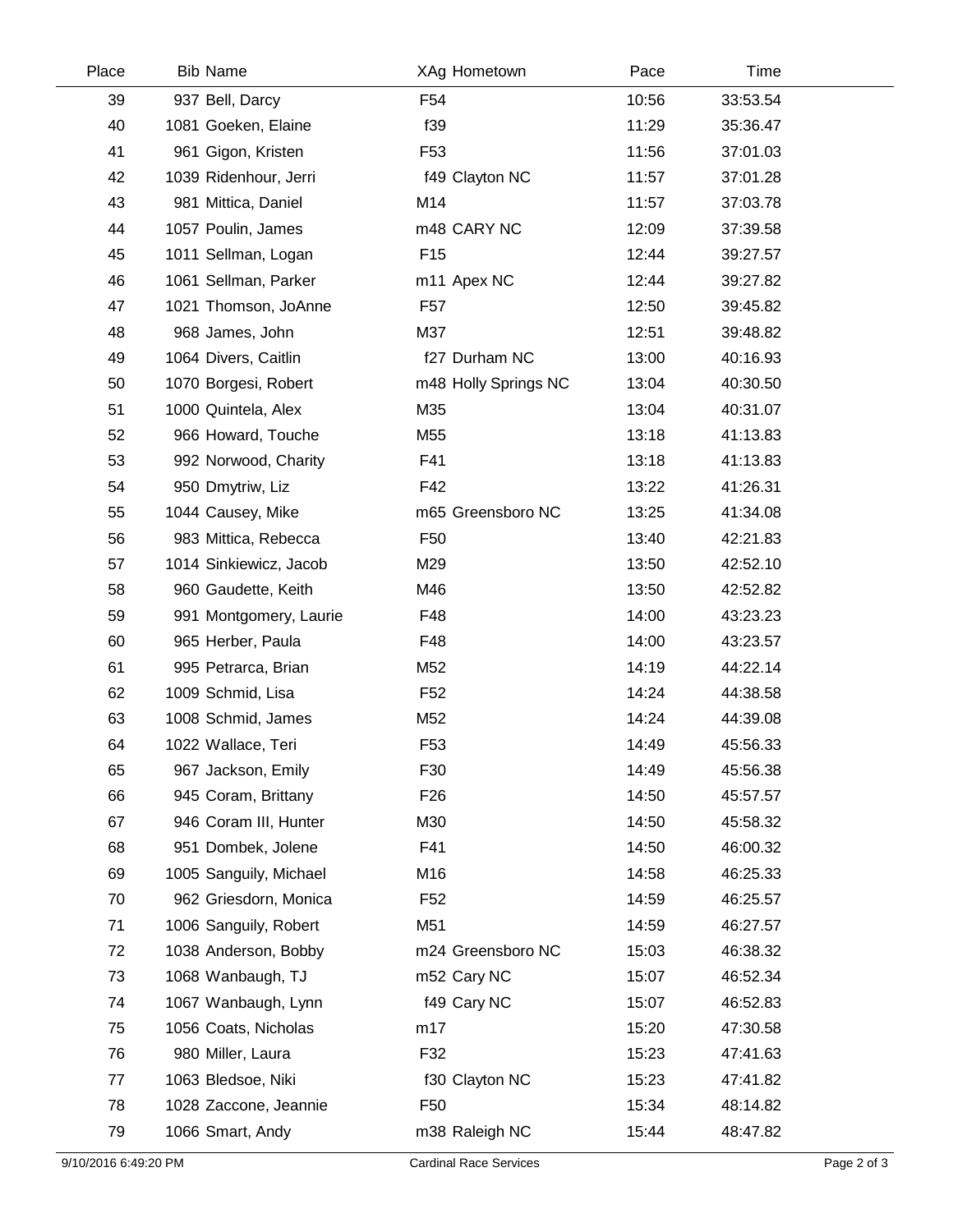| Place | Bib | Name | XAg | Hometown | Pace | Time |
|---|---|---|---|---|---|---|
| 39 | 937 | Bell, Darcy | F54 | | 10:56 | 33:53.54 |
| 40 | 1081 | Goeken, Elaine | f39 | | 11:29 | 35:36.47 |
| 41 | 961 | Gigon, Kristen | F53 | | 11:56 | 37:01.03 |
| 42 | 1039 | Ridenhour, Jerri | f49 | Clayton NC | 11:57 | 37:01.28 |
| 43 | 981 | Mittica, Daniel | M14 | | 11:57 | 37:03.78 |
| 44 | 1057 | Poulin, James | m48 | CARY NC | 12:09 | 37:39.58 |
| 45 | 1011 | Sellman, Logan | F15 | | 12:44 | 39:27.57 |
| 46 | 1061 | Sellman, Parker | m11 | Apex NC | 12:44 | 39:27.82 |
| 47 | 1021 | Thomson, JoAnne | F57 | | 12:50 | 39:45.82 |
| 48 | 968 | James, John | M37 | | 12:51 | 39:48.82 |
| 49 | 1064 | Divers, Caitlin | f27 | Durham NC | 13:00 | 40:16.93 |
| 50 | 1070 | Borgesi, Robert | m48 | Holly Springs NC | 13:04 | 40:30.50 |
| 51 | 1000 | Quintela, Alex | M35 | | 13:04 | 40:31.07 |
| 52 | 966 | Howard, Touche | M55 | | 13:18 | 41:13.83 |
| 53 | 992 | Norwood, Charity | F41 | | 13:18 | 41:13.83 |
| 54 | 950 | Dmytriw, Liz | F42 | | 13:22 | 41:26.31 |
| 55 | 1044 | Causey, Mike | m65 | Greensboro NC | 13:25 | 41:34.08 |
| 56 | 983 | Mittica, Rebecca | F50 | | 13:40 | 42:21.83 |
| 57 | 1014 | Sinkiewicz, Jacob | M29 | | 13:50 | 42:52.10 |
| 58 | 960 | Gaudette, Keith | M46 | | 13:50 | 42:52.82 |
| 59 | 991 | Montgomery, Laurie | F48 | | 14:00 | 43:23.23 |
| 60 | 965 | Herber, Paula | F48 | | 14:00 | 43:23.57 |
| 61 | 995 | Petrarca, Brian | M52 | | 14:19 | 44:22.14 |
| 62 | 1009 | Schmid, Lisa | F52 | | 14:24 | 44:38.58 |
| 63 | 1008 | Schmid, James | M52 | | 14:24 | 44:39.08 |
| 64 | 1022 | Wallace, Teri | F53 | | 14:49 | 45:56.33 |
| 65 | 967 | Jackson, Emily | F30 | | 14:49 | 45:56.38 |
| 66 | 945 | Coram, Brittany | F26 | | 14:50 | 45:57.57 |
| 67 | 946 | Coram III, Hunter | M30 | | 14:50 | 45:58.32 |
| 68 | 951 | Dombek, Jolene | F41 | | 14:50 | 46:00.32 |
| 69 | 1005 | Sanguily, Michael | M16 | | 14:58 | 46:25.33 |
| 70 | 962 | Griesdorn, Monica | F52 | | 14:59 | 46:25.57 |
| 71 | 1006 | Sanguily, Robert | M51 | | 14:59 | 46:27.57 |
| 72 | 1038 | Anderson, Bobby | m24 | Greensboro NC | 15:03 | 46:38.32 |
| 73 | 1068 | Wanbaugh, TJ | m52 | Cary NC | 15:07 | 46:52.34 |
| 74 | 1067 | Wanbaugh, Lynn | f49 | Cary NC | 15:07 | 46:52.83 |
| 75 | 1056 | Coats, Nicholas | m17 | | 15:20 | 47:30.58 |
| 76 | 980 | Miller, Laura | F32 | | 15:23 | 47:41.63 |
| 77 | 1063 | Bledsoe, Niki | f30 | Clayton NC | 15:23 | 47:41.82 |
| 78 | 1028 | Zaccone, Jeannie | F50 | | 15:34 | 48:14.82 |
| 79 | 1066 | Smart, Andy | m38 | Raleigh NC | 15:44 | 48:47.82 |

9/10/2016 6:49:20 PM Cardinal Race Services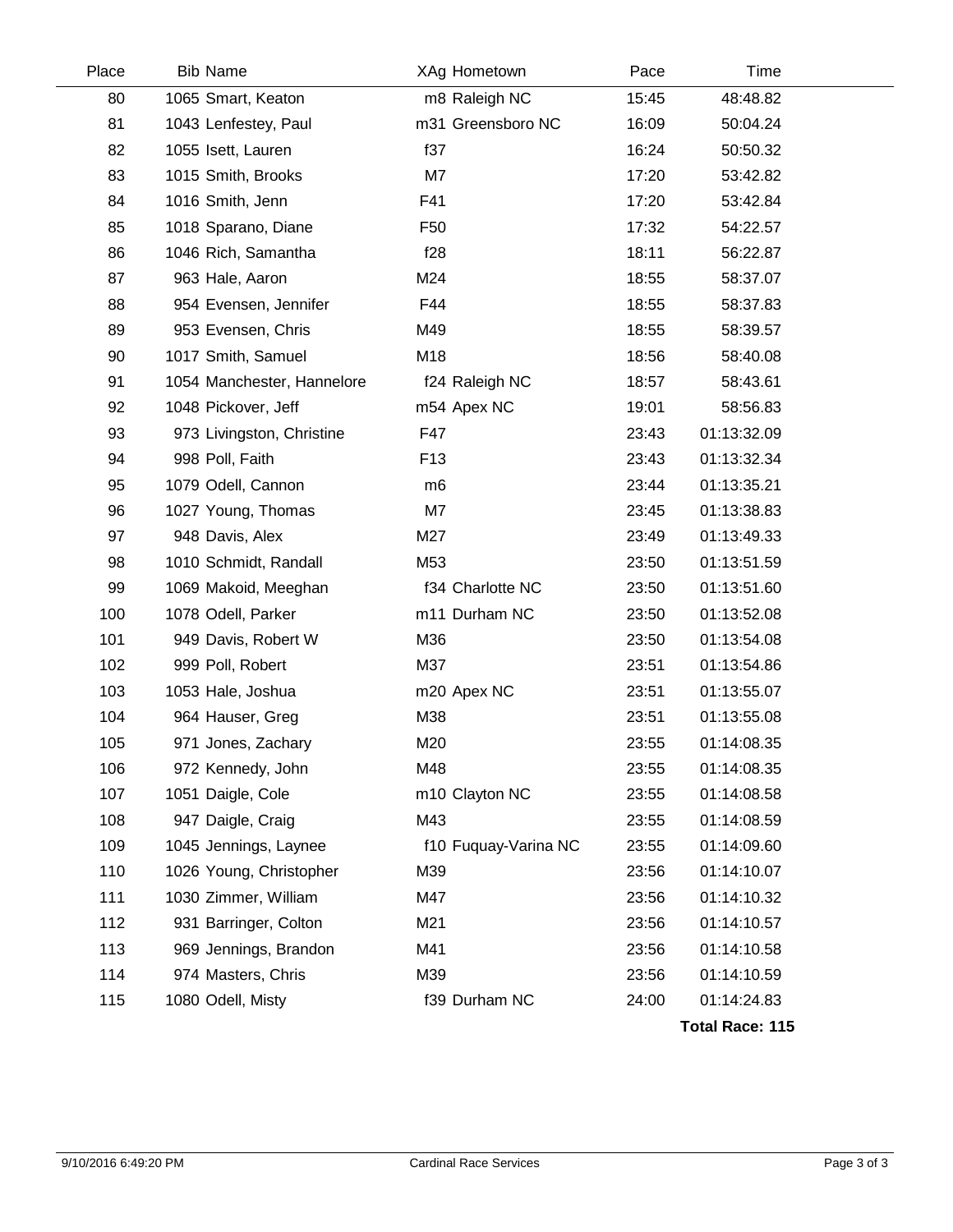| Place | Bib | Name | XAg | Hometown | Pace | Time |
|---|---|---|---|---|---|---|
| 80 | 1065 | Smart, Keaton | m8 | Raleigh NC | 15:45 | 48:48.82 |
| 81 | 1043 | Lenfestey, Paul | m31 | Greensboro NC | 16:09 | 50:04.24 |
| 82 | 1055 | Isett, Lauren | f37 | | 16:24 | 50:50.32 |
| 83 | 1015 | Smith, Brooks | M7 | | 17:20 | 53:42.82 |
| 84 | 1016 | Smith, Jenn | F41 | | 17:20 | 53:42.84 |
| 85 | 1018 | Sparano, Diane | F50 | | 17:32 | 54:22.57 |
| 86 | 1046 | Rich, Samantha | f28 | | 18:11 | 56:22.87 |
| 87 | 963 | Hale, Aaron | M24 | | 18:55 | 58:37.07 |
| 88 | 954 | Evensen, Jennifer | F44 | | 18:55 | 58:37.83 |
| 89 | 953 | Evensen, Chris | M49 | | 18:55 | 58:39.57 |
| 90 | 1017 | Smith, Samuel | M18 | | 18:56 | 58:40.08 |
| 91 | 1054 | Manchester, Hannelore | f24 | Raleigh NC | 18:57 | 58:43.61 |
| 92 | 1048 | Pickover, Jeff | m54 | Apex NC | 19:01 | 58:56.83 |
| 93 | 973 | Livingston, Christine | F47 | | 23:43 | 01:13:32.09 |
| 94 | 998 | Poll, Faith | F13 | | 23:43 | 01:13:32.34 |
| 95 | 1079 | Odell, Cannon | m6 | | 23:44 | 01:13:35.21 |
| 96 | 1027 | Young, Thomas | M7 | | 23:45 | 01:13:38.83 |
| 97 | 948 | Davis, Alex | M27 | | 23:49 | 01:13:49.33 |
| 98 | 1010 | Schmidt, Randall | M53 | | 23:50 | 01:13:51.59 |
| 99 | 1069 | Makoid, Meeghan | f34 | Charlotte NC | 23:50 | 01:13:51.60 |
| 100 | 1078 | Odell, Parker | m11 | Durham NC | 23:50 | 01:13:52.08 |
| 101 | 949 | Davis, Robert W | M36 | | 23:50 | 01:13:54.08 |
| 102 | 999 | Poll, Robert | M37 | | 23:51 | 01:13:54.86 |
| 103 | 1053 | Hale, Joshua | m20 | Apex NC | 23:51 | 01:13:55.07 |
| 104 | 964 | Hauser, Greg | M38 | | 23:51 | 01:13:55.08 |
| 105 | 971 | Jones, Zachary | M20 | | 23:55 | 01:14:08.35 |
| 106 | 972 | Kennedy, John | M48 | | 23:55 | 01:14:08.35 |
| 107 | 1051 | Daigle, Cole | m10 | Clayton NC | 23:55 | 01:14:08.58 |
| 108 | 947 | Daigle, Craig | M43 | | 23:55 | 01:14:08.59 |
| 109 | 1045 | Jennings, Laynee | f10 | Fuquay-Varina NC | 23:55 | 01:14:09.60 |
| 110 | 1026 | Young, Christopher | M39 | | 23:56 | 01:14:10.07 |
| 111 | 1030 | Zimmer, William | M47 | | 23:56 | 01:14:10.32 |
| 112 | 931 | Barringer, Colton | M21 | | 23:56 | 01:14:10.57 |
| 113 | 969 | Jennings, Brandon | M41 | | 23:56 | 01:14:10.58 |
| 114 | 974 | Masters, Chris | M39 | | 23:56 | 01:14:10.59 |
| 115 | 1080 | Odell, Misty | f39 | Durham NC | 24:00 | 01:14:24.83 |

**Total Race: 115**